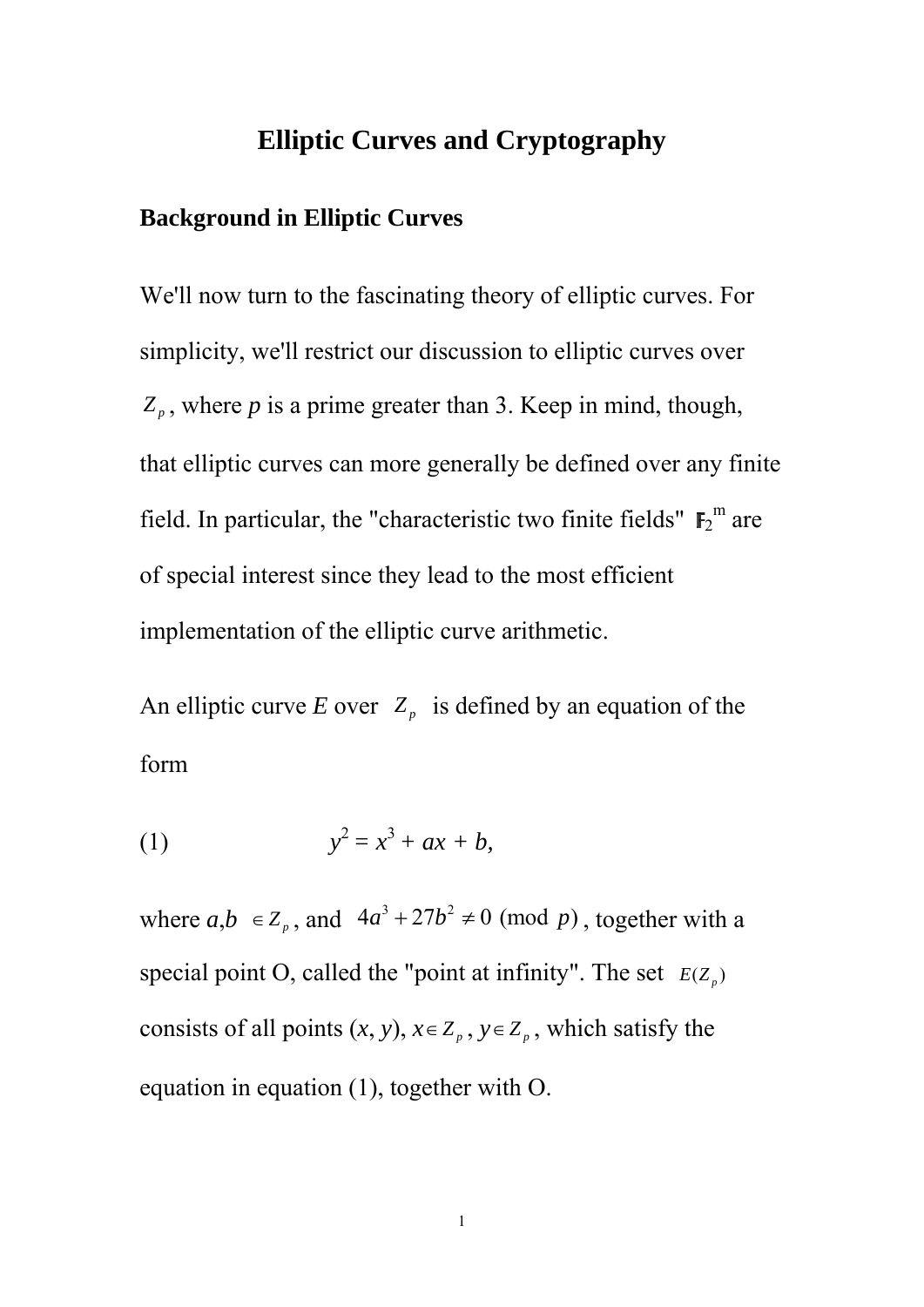# Elliptic Curves and Cryptography

## Background in Elliptic Curves

We'll now turn to the fascinating theory of elliptic curves. For simplicity, we'll restrict our discussion to elliptic curves over $Z_p$, where *p* is a prime greater than 3. Keep in mind, though, that elliptic curves can more generally be defined over any finite field. In particular, the "characteristic two finite fields" $\mathbb{F}_{2^m}$ are of special interest since they lead to the most efficient implementation of the elliptic curve arithmetic.

An elliptic curve *E* over $Z_p$ is defined by an equation of the form

(1) $$y^2 = x^3 + ax + b,$$

where $a,b \in Z_p$, and $4a^3 + 27b^2 \neq 0 \pmod{p}$, together with a special point O, called the "point at infinity". The set $E(Z_p)$ consists of all points $(x, y)$, $x \in Z_p$, $y \in Z_p$, which satisfy the equation in equation (1), together with O.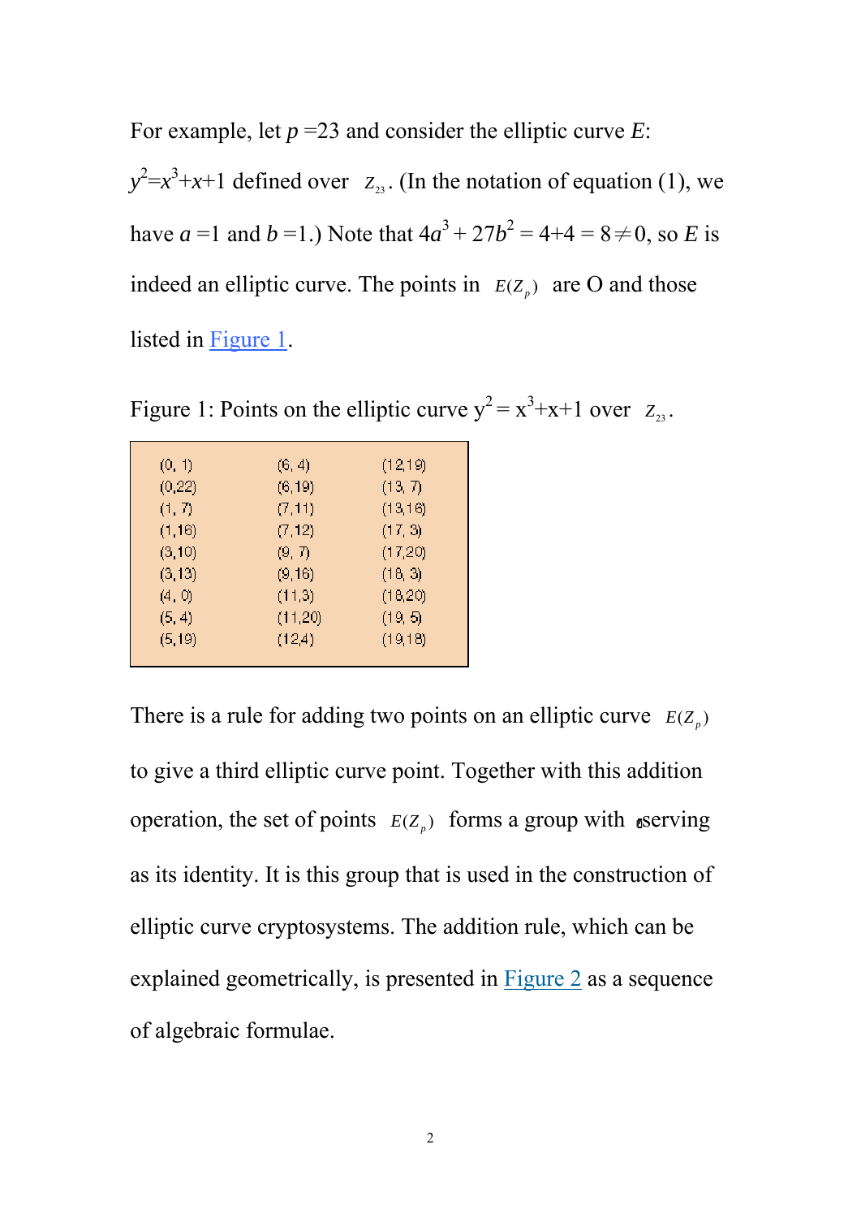For example, let $p$ =23 and consider the elliptic curve $E$: $y^2=x^3+x+1$ defined over $Z_{23}$. (In the notation of equation (1), we have $a$ =1 and $b$ =1.) Note that $4a^3 + 27b^2 = 4+4 = 8 \neq 0$, so $E$ is indeed an elliptic curve. The points in $E(Z_p)$ are O and those listed in Figure 1.

Figure 1: Points on the elliptic curve $y^2 = x^3+x+1$ over $Z_{23}$.

| | | |
|---|---|---|
| (0, 1) | (6, 4) | (12,19) |
| (0,22) | (6,19) | (13, 7) |
| (1, 7) | (7,11) | (13,16) |
| (1,16) | (7,12) | (17, 3) |
| (3,10) | (9, 7) | (17,20) |
| (3,13) | (9,16) | (18, 3) |
| (4, 0) | (11,3) | (18,20) |
| (5, 4) | (11,20) | (19, 5) |
| (5,19) | (12,4) | (19,18) |

There is a rule for adding two points on an elliptic curve $E(Z_p)$ to give a third elliptic curve point. Together with this addition operation, the set of points $E(Z_p)$ forms a group with O serving as its identity. It is this group that is used in the construction of elliptic curve cryptosystems. The addition rule, which can be explained geometrically, is presented in Figure 2 as a sequence of algebraic formulae.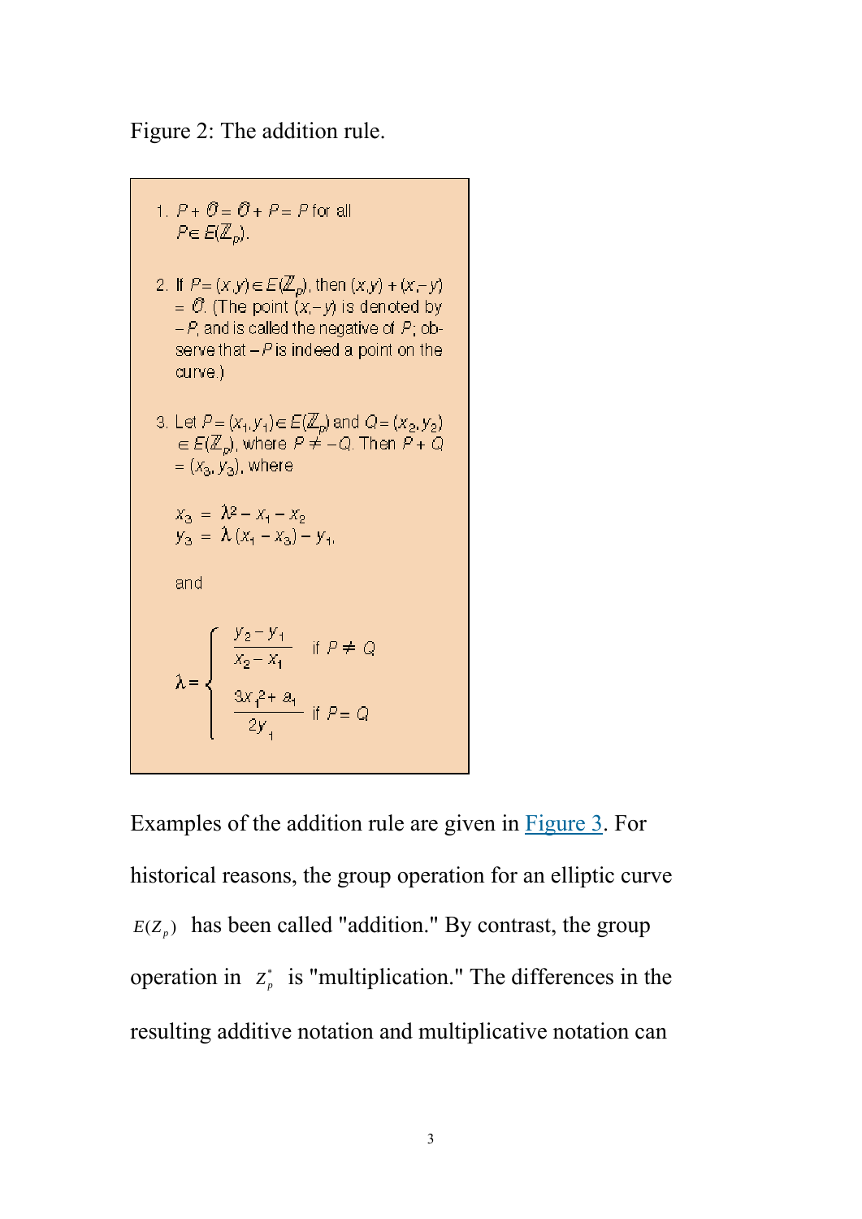Figure 2: The addition rule.

1. $P + \mathcal{O} = \mathcal{O} + P = P$ for all $P \in E(\mathbb{Z}_p)$.

2. If $P = (x, y) \in E(\mathbb{Z}_p)$, then $(x, y) + (x, -y) = \mathcal{O}$. (The point $(x, -y)$ is denoted by $-P$, and is called the negative of $P$; observe that $-P$ is indeed a point on the curve.)

3. Let $P = (x_1, y_1) \in E(\mathbb{Z}_p)$ and $Q = (x_2, y_2) \in E(\mathbb{Z}_p)$, where $P \neq -Q$. Then $P + Q = (x_3, y_3)$, where

   $$x_3 = \lambda^2 - x_1 - x_2$$
   $$y_3 = \lambda(x_1 - x_3) - y_1,$$

   and

   $$\lambda = \begin{cases} \dfrac{y_2 - y_1}{x_2 - x_1} & \text{if } P \neq Q \\[2ex] \dfrac{3x_1^2 + a_1}{2y_1} & \text{if } P = Q \end{cases}$$

Examples of the addition rule are given in Figure 3. For historical reasons, the group operation for an elliptic curve $E(Z_p)$ has been called "addition." By contrast, the group operation in $Z_p^*$ is "multiplication." The differences in the resulting additive notation and multiplicative notation can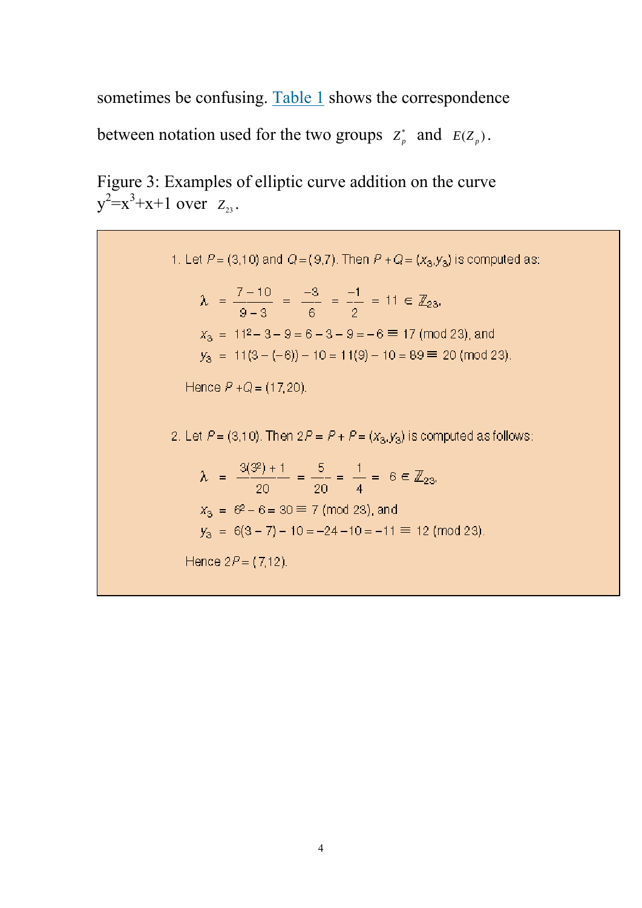sometimes be confusing. Table 1 shows the correspondence between notation used for the two groups $Z_p^*$ and $E(Z_p)$.

Figure 3: Examples of elliptic curve addition on the curve $y^2=x^3+x+1$ over $Z_{23}$.

1. Let $P = (3,10)$ and $Q = (9,7)$. Then $P + Q = (x_3, y_3)$ is computed as:

$$\lambda = \frac{7-10}{9-3} = \frac{-3}{6} = \frac{-1}{2} = 11 \in \mathbb{Z}_{23},$$

$$x_3 = 11^2 - 3 - 9 = 6 - 3 - 9 = -6 \equiv 17 \pmod{23}, \text{ and}$$

$$y_3 = 11(3-(-6)) - 10 = 11(9) - 10 = 89 \equiv 20 \pmod{23}.$$

Hence $P + Q = (17,20)$.

2. Let $P = (3,10)$. Then $2P = P + P = (x_3, y_3)$ is computed as follows:

$$\lambda = \frac{3(3^2)+1}{20} = \frac{5}{20} = \frac{1}{4} = 6 \in \mathbb{Z}_{23},$$

$$x_3 = 6^2 - 6 = 30 \equiv 7 \pmod{23}, \text{ and}$$

$$y_3 = 6(3-7) - 10 = -24 - 10 = -11 \equiv 12 \pmod{23}.$$

Hence $2P = (7,12)$.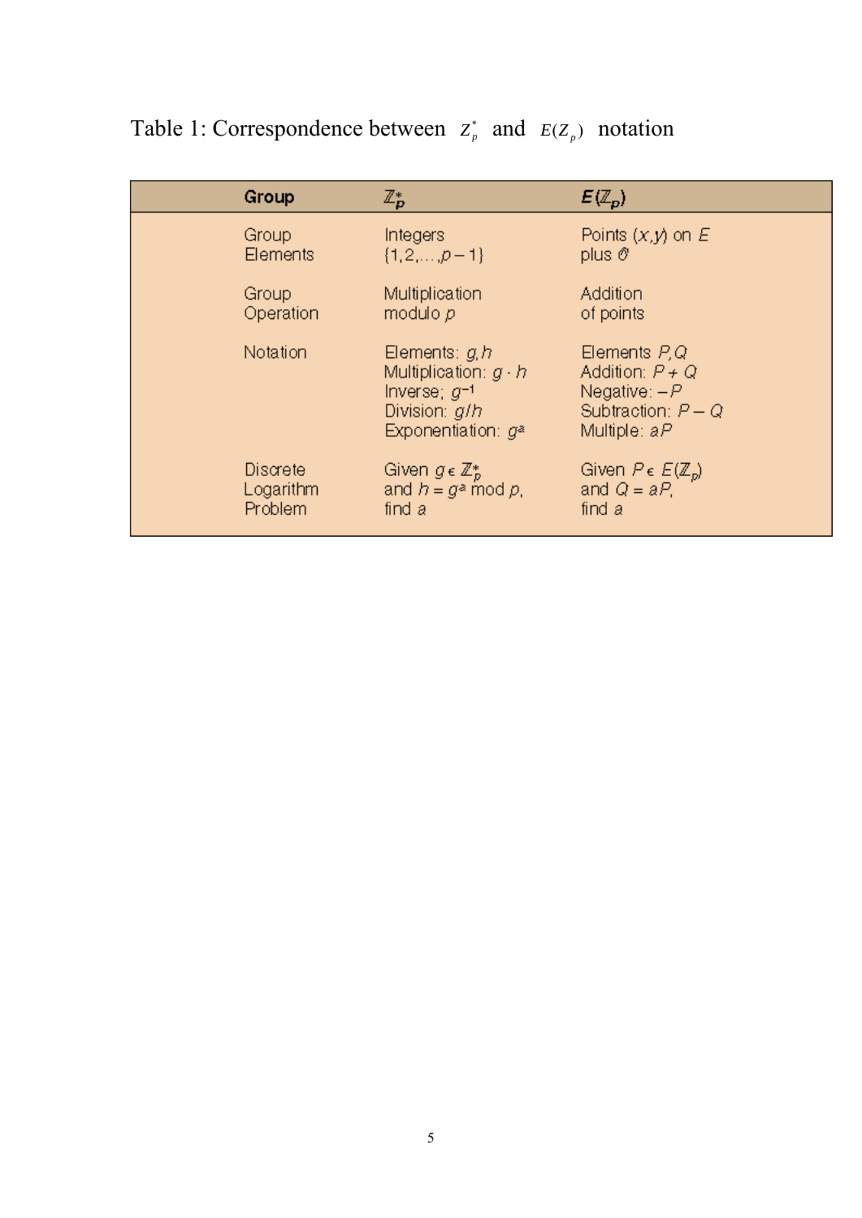Table 1: Correspondence between $Z_p^*$ and $E(Z_p)$ notation

| Group | $\mathbb{Z}_p^*$ | $E(\mathbb{Z}_p)$ |
|---|---|---|
| Group Elements | Integers $\{1, 2, \ldots, p-1\}$ | Points $(x, y)$ on $E$ plus $\mathcal{O}$ |
| Group Operation | Multiplication modulo $p$ | Addition of points |
| Notation | Elements: $g, h$<br>Multiplication: $g \cdot h$<br>Inverse; $g^{-1}$<br>Division: $g/h$<br>Exponentiation: $g^a$ | Elements $P, Q$<br>Addition: $P + Q$<br>Negative: $-P$<br>Subtraction: $P - Q$<br>Multiple: $aP$ |
| Discrete Logarithm Problem | Given $g \in \mathbb{Z}_p^*$ and $h = g^a \bmod p$, find $a$ | Given $P \in E(\mathbb{Z}_p)$ and $Q = aP$, find $a$ |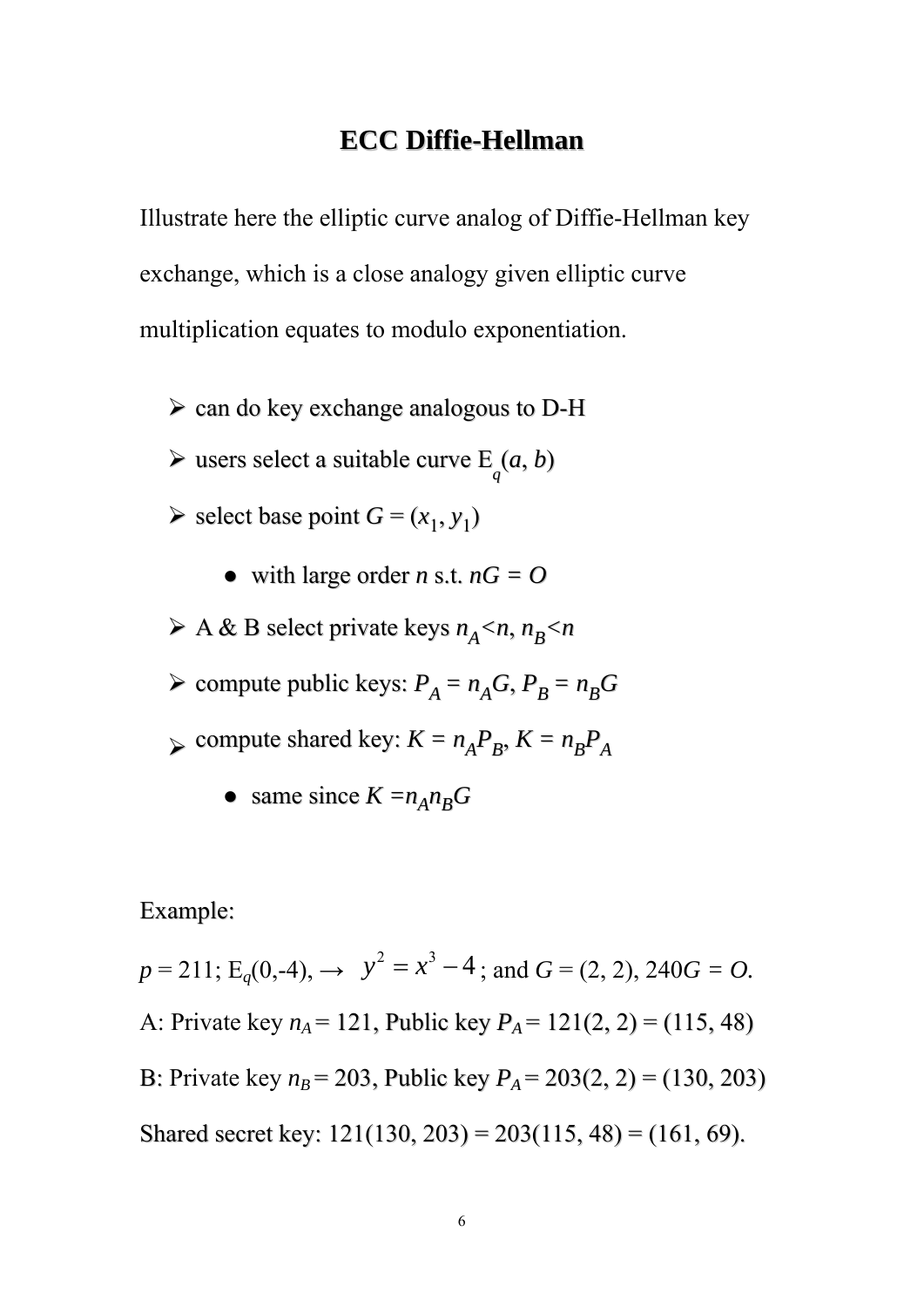# ECC Diffie-Hellman

Illustrate here the elliptic curve analog of Diffie-Hellman key exchange, which is a close analogy given elliptic curve multiplication equates to modulo exponentiation.

- can do key exchange analogous to D-H
- users select a suitable curve $E_q(a, b)$
- select base point $G = (x_1, y_1)$
  - with large order $n$ s.t. $nG = O$
- A & B select private keys $n_A < n$, $n_B < n$
- compute public keys: $P_A = n_A G$, $P_B = n_B G$
- compute shared key: $K = n_A P_B$, $K = n_B P_A$
  - same since $K = n_A n_B G$

Example:

$p = 211$; $E_q(0,-4)$, $\rightarrow$ $y^2 = x^3 - 4$; and $G = (2, 2)$, $240G = O$.

A: Private key $n_A = 121$, Public key $P_A = 121(2, 2) = (115, 48)$

B: Private key $n_B = 203$, Public key $P_A = 203(2, 2) = (130, 203)$

Shared secret key: $121(130, 203) = 203(115, 48) = (161, 69)$.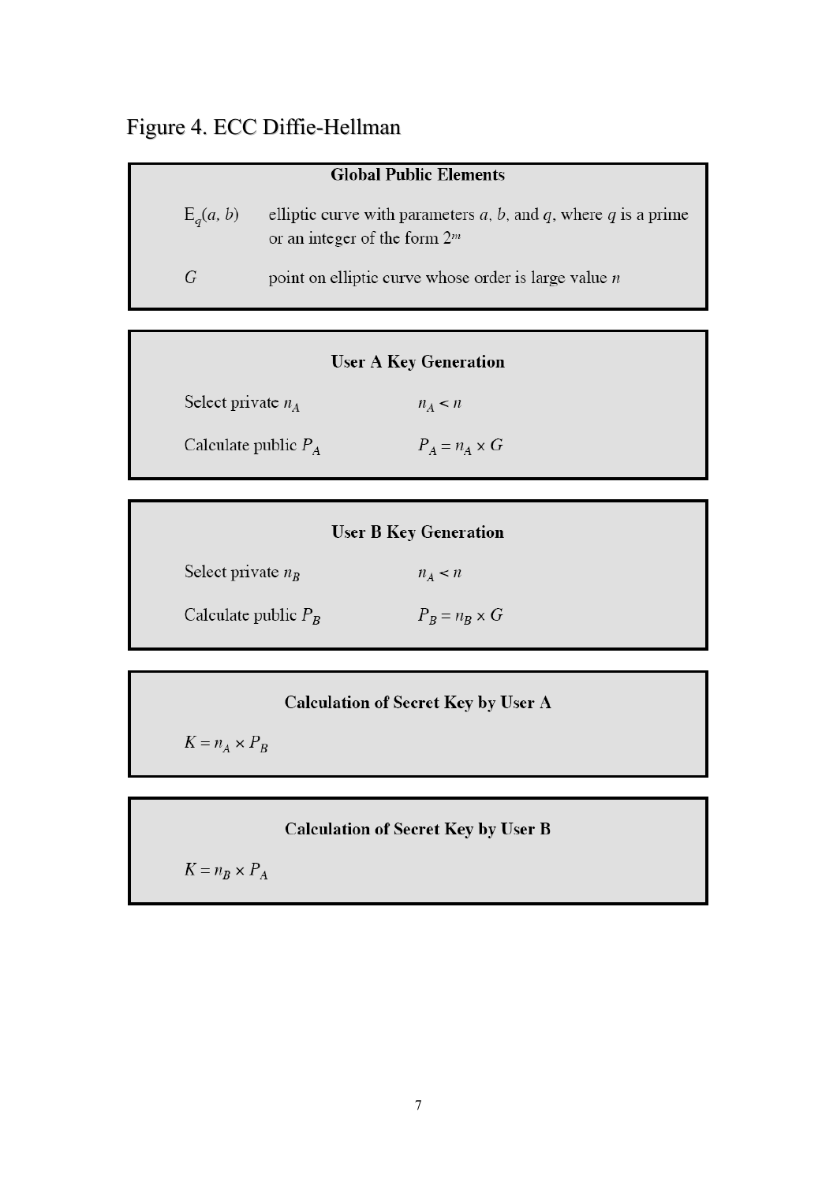## Figure 4. ECC Diffie-Hellman

**Global Public Elements**

| | |
|---|---|
| $E_q(a, b)$ | elliptic curve with parameters $a$, $b$, and $q$, where $q$ is a prime or an integer of the form $2^m$ |
| $G$ | point on elliptic curve whose order is large value $n$ |

**User A Key Generation**

| | |
|---|---|
| Select private $n_A$ | $n_A < n$ |
| Calculate public $P_A$ | $P_A = n_A \times G$ |

**User B Key Generation**

| | |
|---|---|
| Select private $n_B$ | $n_A < n$ |
| Calculate public $P_B$ | $P_B = n_B \times G$ |

**Calculation of Secret Key by User A**

$K = n_A \times P_B$

**Calculation of Secret Key by User B**

$K = n_B \times P_A$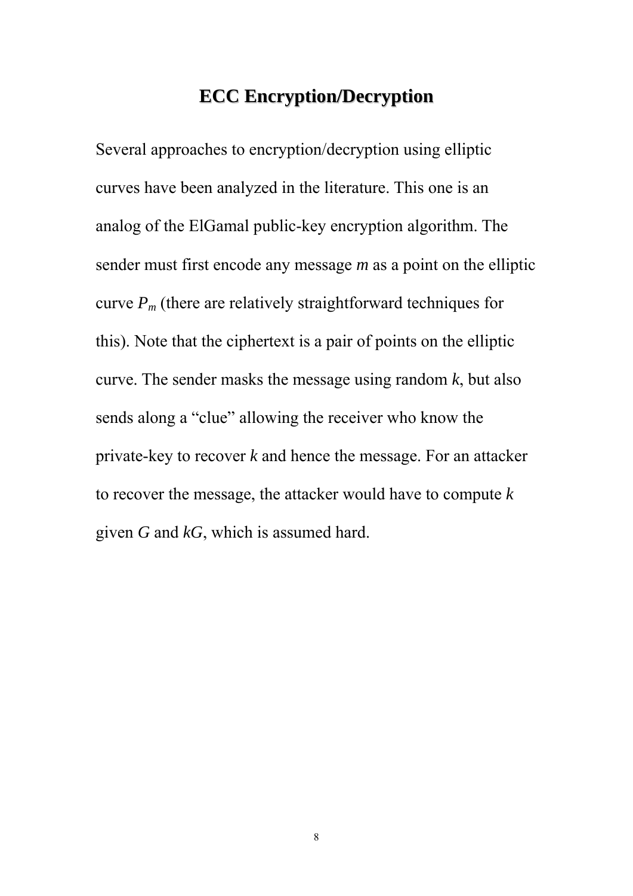# ECC Encryption/Decryption

Several approaches to encryption/decryption using elliptic curves have been analyzed in the literature. This one is an analog of the ElGamal public-key encryption algorithm. The sender must first encode any message $m$ as a point on the elliptic curve $P_m$ (there are relatively straightforward techniques for this). Note that the ciphertext is a pair of points on the elliptic curve. The sender masks the message using random $k$, but also sends along a "clue" allowing the receiver who know the private-key to recover $k$ and hence the message. For an attacker to recover the message, the attacker would have to compute $k$ given $G$ and $kG$, which is assumed hard.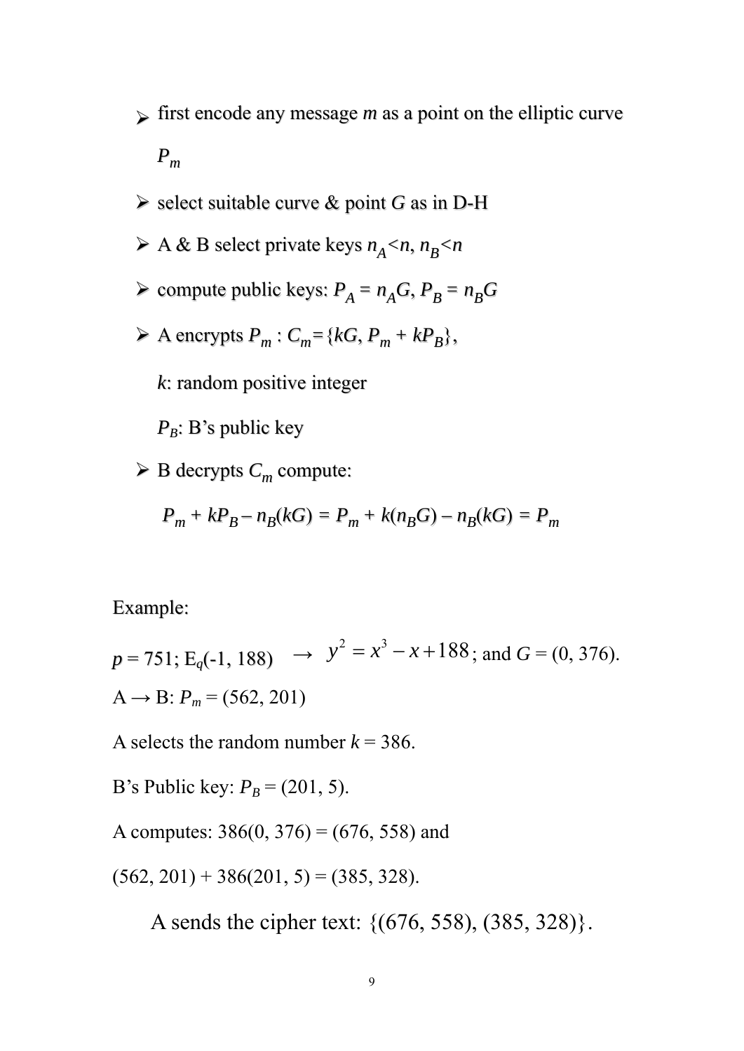- first encode any message $m$ as a point on the elliptic curve $P_m$
- select suitable curve & point $G$ as in D-H
- A & B select private keys $n_A < n$, $n_B < n$
- compute public keys: $P_A = n_A G$, $P_B = n_B G$
- A encrypts $P_m$ : $C_m = \{kG, P_m + kP_B\}$,

  $k$: random positive integer

  $P_B$: B's public key
- B decrypts $C_m$ compute:

  $P_m + kP_B - n_B(kG) = P_m + k(n_B G) - n_B(kG) = P_m$

Example:

$p = 751$; $E_q(-1, 188)$ $\rightarrow$ $y^2 = x^3 - x + 188$; and $G = (0, 376)$.

A $\rightarrow$ B: $P_m = (562, 201)$

A selects the random number $k = 386$.

B's Public key: $P_B = (201, 5)$.

A computes: $386(0, 376) = (676, 558)$ and

$(562, 201) + 386(201, 5) = (385, 328)$.

A sends the cipher text: $\{(676, 558), (385, 328)\}$.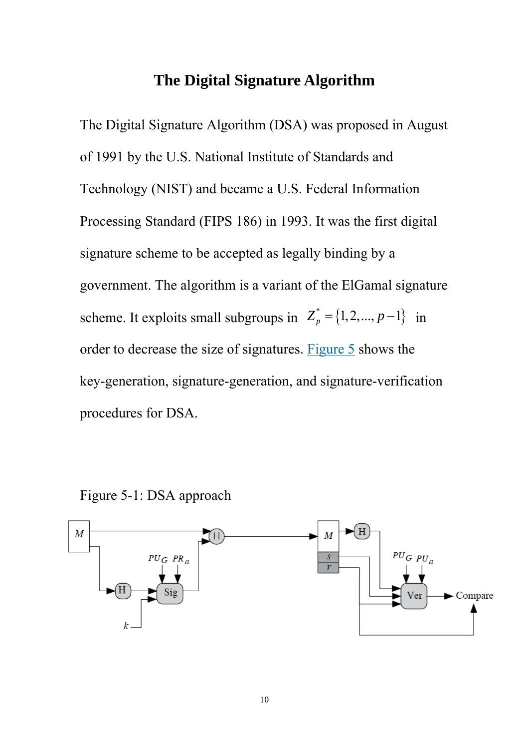# The Digital Signature Algorithm

The Digital Signature Algorithm (DSA) was proposed in August of 1991 by the U.S. National Institute of Standards and Technology (NIST) and became a U.S. Federal Information Processing Standard (FIPS 186) in 1993. It was the first digital signature scheme to be accepted as legally binding by a government. The algorithm is a variant of the ElGamal signature scheme. It exploits small subgroups in $Z_p^* = \{1, 2, ..., p-1\}$ in order to decrease the size of signatures. Figure 5 shows the key-generation, signature-generation, and signature-verification procedures for DSA.

Figure 5-1: DSA approach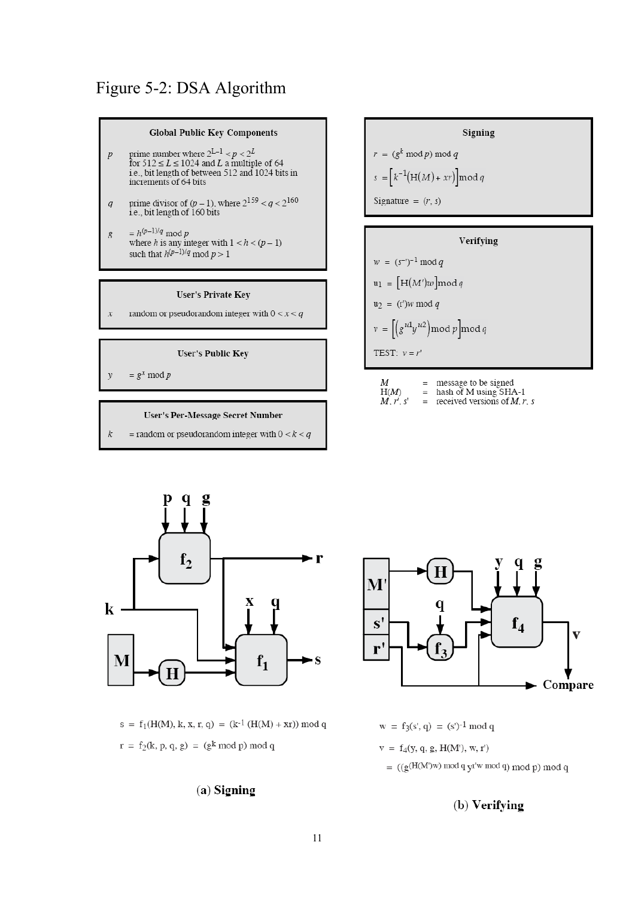# Figure 5-2: DSA Algorithm

**Global Public Key Components**

$p$ prime number where $2^{L-1} < p < 2^L$ for $512 \le L \le 1024$ and $L$ a multiple of 64 i.e., bit length of between 512 and 1024 bits in increments of 64 bits

$q$ prime divisor of $(p-1)$, where $2^{159} < q < 2^{160}$ i.e., bit length of 160 bits

$g$ $= h^{(p-1)/q} \bmod p$ where $h$ is any integer with $1 < h < (p-1)$ such that $h^{(p-1)/q} \bmod p > 1$

**User's Private Key**

$x$ random or pseudorandom integer with $0 < x < q$

**User's Public Key**

$y$ $= g^x \bmod p$

**User's Per-Message Secret Number**

$k$ = random or pseudorandom integer with $0 < k < q$

**Signing**

$r = (g^k \bmod p) \bmod q$

$s = \left[k^{-1}\left(\mathrm{H}(M) + xr\right)\right] \bmod q$

Signature = $(r, s)$

**Verifying**

$w = (s')^{-1} \bmod q$

$u_1 = \left[\mathrm{H}(M')w\right] \bmod q$

$u_2 = (r')w \bmod q$

$v = \left[\left(g^{u1} y^{u2}\right) \bmod p\right] \bmod q$

TEST: $v = r'$

$M$ = message to be signed
$\mathrm{H}(M)$ = hash of M using SHA-1
$M', r', s'$ = received versions of $M, r, s$

$s = f_1(\mathrm{H}(M), k, x, r, q) = (k^{-1}(\mathrm{H}(M) + xr)) \bmod q$

$r = f_2(k, p, q, g) = (g^k \bmod p) \bmod q$

(a) **Signing**

$w = f_3(s', q) = (s')^{-1} \bmod q$

$v = f_4(y, q, g, \mathrm{H}(M'), w, r')$

$= ((g^{(\mathrm{H}(M')w) \bmod q}\, y^{r'w \bmod q}) \bmod p) \bmod q$

(b) **Verifying**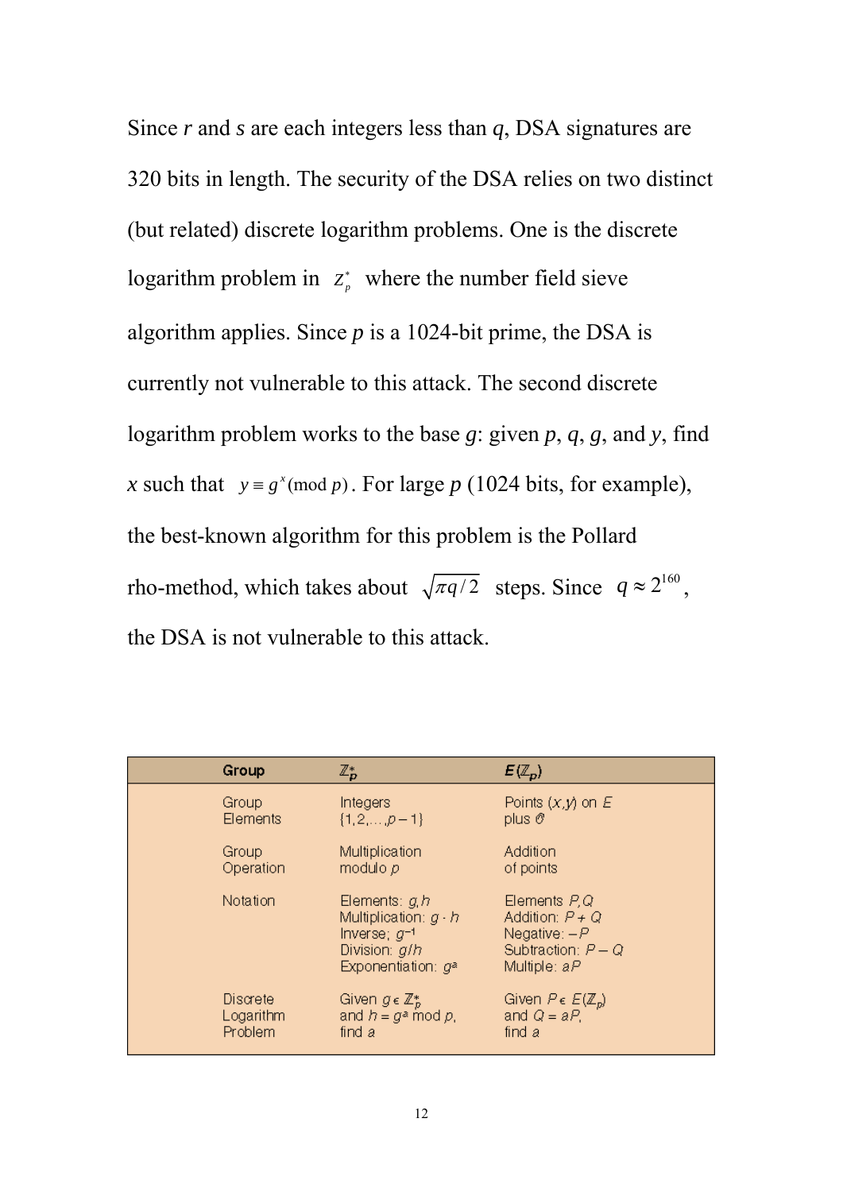Since *r* and *s* are each integers less than *q*, DSA signatures are 320 bits in length. The security of the DSA relies on two distinct (but related) discrete logarithm problems. One is the discrete logarithm problem in $Z_p^*$ where the number field sieve algorithm applies. Since *p* is a 1024-bit prime, the DSA is currently not vulnerable to this attack. The second discrete logarithm problem works to the base *g*: given *p*, *q*, *g*, and *y*, find *x* such that $y \equiv g^x \pmod{p}$. For large *p* (1024 bits, for example), the best-known algorithm for this problem is the Pollard rho-method, which takes about $\sqrt{\pi q/2}$ steps. Since $q \approx 2^{160}$, the DSA is not vulnerable to this attack.

| Group | $\mathbb{Z}_p^*$ | $E(\mathbb{Z}_p)$ |
|---|---|---|
| Group Elements | Integers $\{1,2,\ldots,p-1\}$ | Points $(x,y)$ on $E$ plus $\mathcal{O}$ |
| Group Operation | Multiplication modulo $p$ | Addition of points |
| Notation | Elements: $g,h$<br>Multiplication: $g \cdot h$<br>Inverse: $g^{-1}$<br>Division: $g/h$<br>Exponentiation: $g^a$ | Elements $P,Q$<br>Addition: $P+Q$<br>Negative: $-P$<br>Subtraction: $P-Q$<br>Multiple: $aP$ |
| Discrete Logarithm Problem | Given $g \in \mathbb{Z}_p^*$ and $h = g^a \bmod p$, find $a$ | Given $P \in E(\mathbb{Z}_p)$ and $Q = aP$, find $a$ |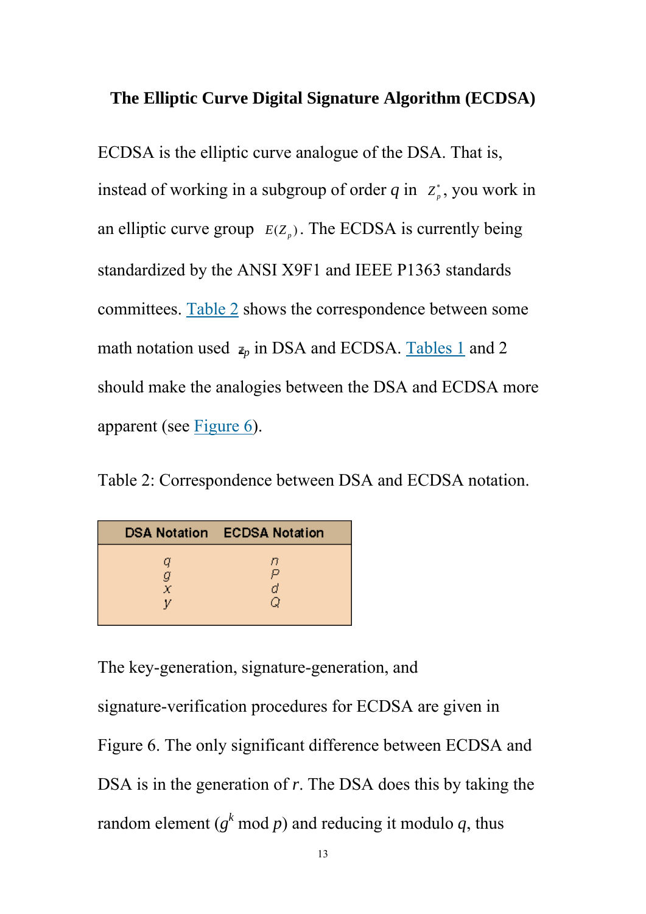## The Elliptic Curve Digital Signature Algorithm (ECDSA)

ECDSA is the elliptic curve analogue of the DSA. That is, instead of working in a subgroup of order *q* in $Z_p^*$, you work in an elliptic curve group $E(Z_p)$. The ECDSA is currently being standardized by the ANSI X9F1 and IEEE P1363 standards committees. Table 2 shows the correspondence between some math notation used $z_p$ in DSA and ECDSA. Tables 1 and 2 should make the analogies between the DSA and ECDSA more apparent (see Figure 6).

Table 2: Correspondence between DSA and ECDSA notation.

| DSA Notation | ECDSA Notation |
|---|---|
| $q$ | $n$ |
| $g$ | $P$ |
| $x$ | $d$ |
| $y$ | $Q$ |

The key-generation, signature-generation, and signature-verification procedures for ECDSA are given in Figure 6. The only significant difference between ECDSA and DSA is in the generation of *r*. The DSA does this by taking the random element ($g^k$ mod $p$) and reducing it modulo $q$, thus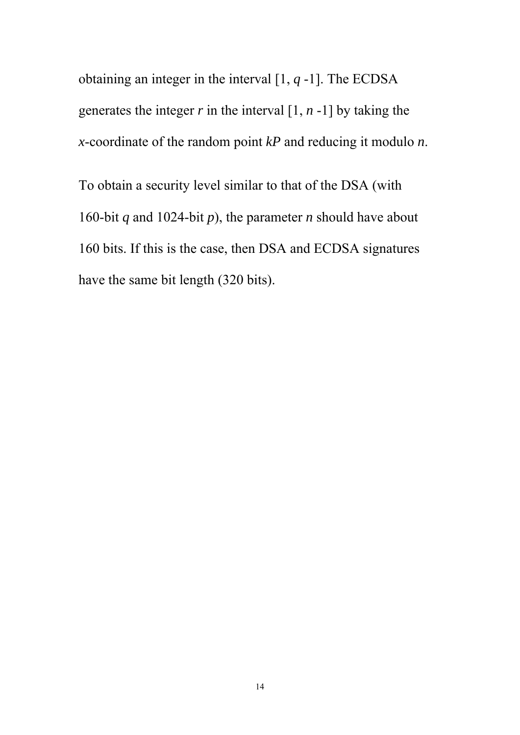obtaining an integer in the interval [1, $q$ -1]. The ECDSA generates the integer $r$ in the interval [1, $n$ -1] by taking the $x$-coordinate of the random point $kP$ and reducing it modulo $n$.

To obtain a security level similar to that of the DSA (with 160-bit $q$ and 1024-bit $p$), the parameter $n$ should have about 160 bits. If this is the case, then DSA and ECDSA signatures have the same bit length (320 bits).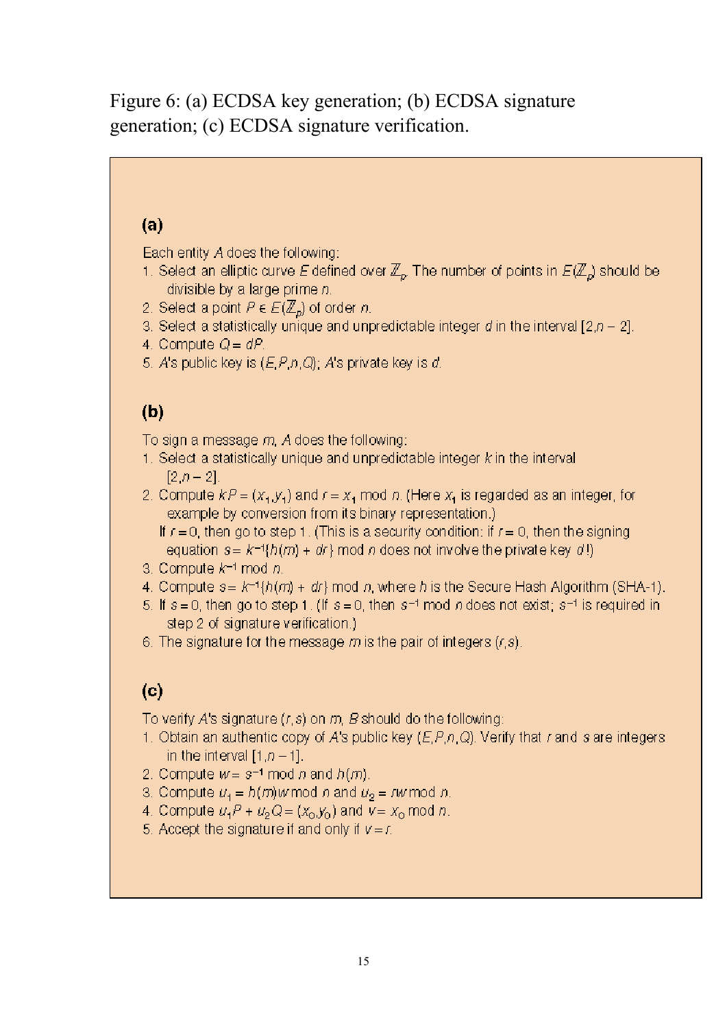Figure 6: (a) ECDSA key generation; (b) ECDSA signature generation; (c) ECDSA signature verification.

**(a)**

Each entity $A$ does the following:

1. Select an elliptic curve $E$ defined over $\mathbb{Z}_p$. The number of points in $E(\mathbb{Z}_p)$ should be divisible by a large prime $n$.
2. Select a point $P \in E(\mathbb{Z}_p)$ of order $n$.
3. Select a statistically unique and unpredictable integer $d$ in the interval $[2, n-2]$.
4. Compute $Q = dP$.
5. $A$'s public key is $(E, P, n, Q)$; $A$'s private key is $d$.

**(b)**

To sign a message $m$, $A$ does the following:

1. Select a statistically unique and unpredictable integer $k$ in the interval $[2, n-2]$.
2. Compute $kP = (x_1, y_1)$ and $r = x_1 \bmod n$. (Here $x_1$ is regarded as an integer, for example by conversion from its binary representation.)
   If $r = 0$, then go to step 1. (This is a security condition: if $r = 0$, then the signing equation $s = k^{-1}\{h(m) + dr\} \bmod n$ does not involve the private key $d$!)
3. Compute $k^{-1} \bmod n$.
4. Compute $s = k^{-1}\{h(m) + dr\} \bmod n$, where $h$ is the Secure Hash Algorithm (SHA-1).
5. If $s = 0$, then go to step 1. (If $s = 0$, then $s^{-1} \bmod n$ does not exist; $s^{-1}$ is required in step 2 of signature verification.)
6. The signature for the message $m$ is the pair of integers $(r, s)$.

**(c)**

To verify $A$'s signature $(r, s)$ on $m$, $B$ should do the following:

1. Obtain an authentic copy of $A$'s public key $(E, P, n, Q)$. Verify that $r$ and $s$ are integers in the interval $[1, n-1]$.
2. Compute $w = s^{-1} \bmod n$ and $h(m)$.
3. Compute $u_1 = h(m)w \bmod n$ and $u_2 = rw \bmod n$.
4. Compute $u_1P + u_2Q = (x_0, y_0)$ and $v = x_0 \bmod n$.
5. Accept the signature if and only if $v = r$.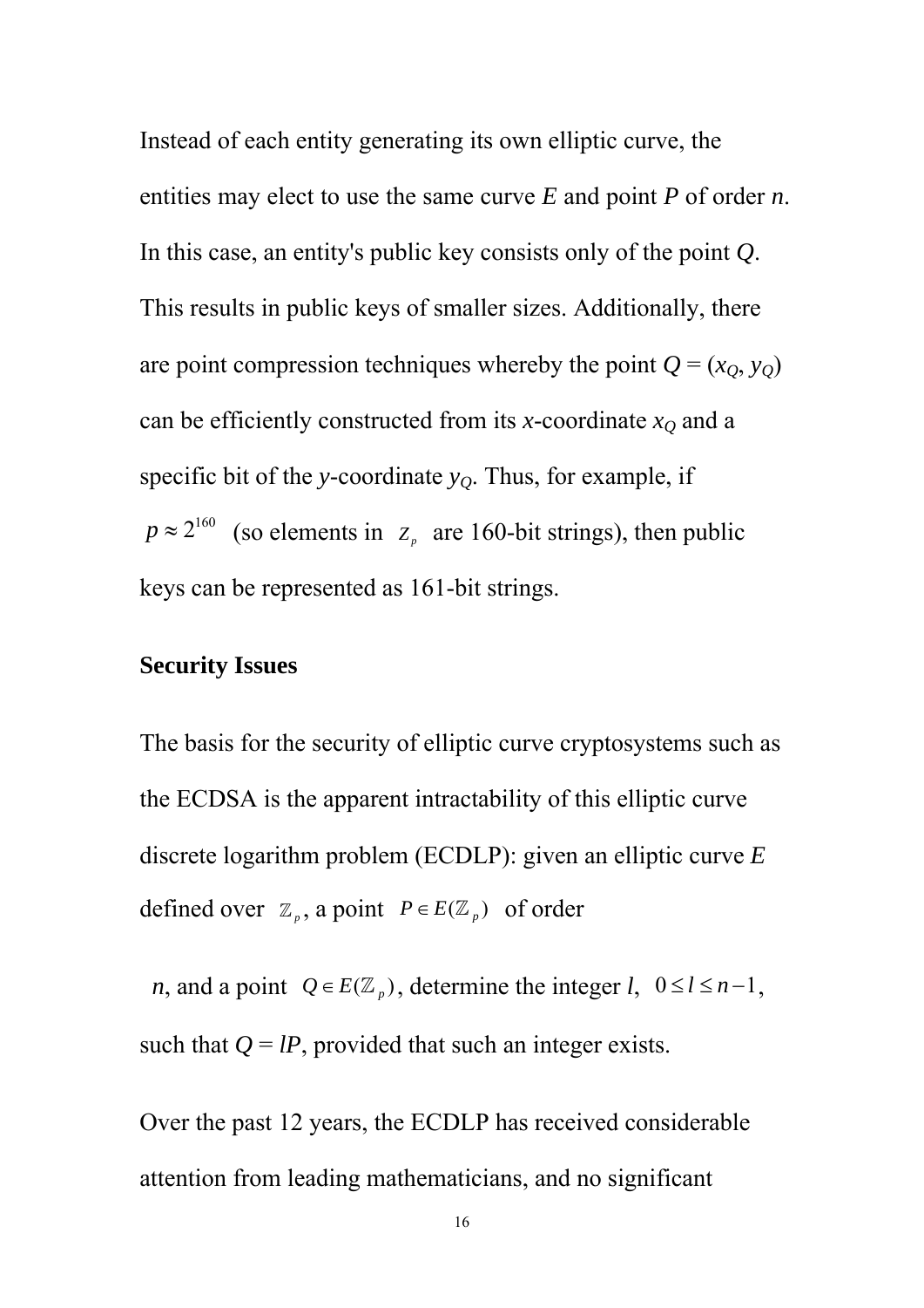Instead of each entity generating its own elliptic curve, the entities may elect to use the same curve $E$ and point $P$ of order $n$. In this case, an entity's public key consists only of the point $Q$. This results in public keys of smaller sizes. Additionally, there are point compression techniques whereby the point $Q = (x_Q, y_Q)$ can be efficiently constructed from its $x$-coordinate $x_Q$ and a specific bit of the $y$-coordinate $y_Q$. Thus, for example, if $p \approx 2^{160}$ (so elements in $Z_p$ are 160-bit strings), then public keys can be represented as 161-bit strings.

**Security Issues**

The basis for the security of elliptic curve cryptosystems such as the ECDSA is the apparent intractability of this elliptic curve discrete logarithm problem (ECDLP): given an elliptic curve $E$ defined over $\mathbb{Z}_p$, a point $P \in E(\mathbb{Z}_p)$ of order $n$, and a point $Q \in E(\mathbb{Z}_p)$, determine the integer $l$, $0 \le l \le n-1$, such that $Q = lP$, provided that such an integer exists.

Over the past 12 years, the ECDLP has received considerable attention from leading mathematicians, and no significant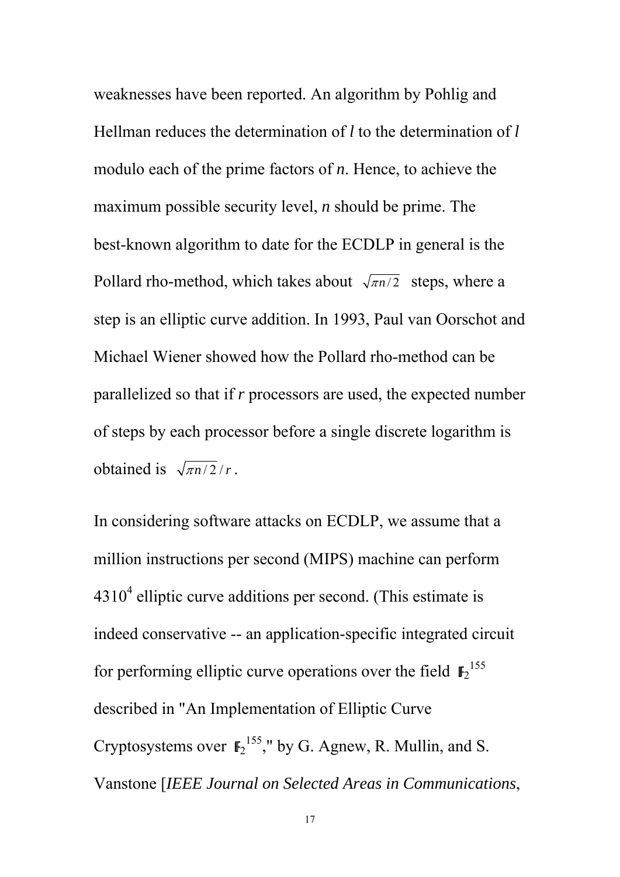weaknesses have been reported. An algorithm by Pohlig and Hellman reduces the determination of *l* to the determination of *l* modulo each of the prime factors of *n*. Hence, to achieve the maximum possible security level, *n* should be prime. The best-known algorithm to date for the ECDLP in general is the Pollard rho-method, which takes about $\sqrt{\pi n/2}$ steps, where a step is an elliptic curve addition. In 1993, Paul van Oorschot and Michael Wiener showed how the Pollard rho-method can be parallelized so that if *r* processors are used, the expected number of steps by each processor before a single discrete logarithm is obtained is $\sqrt{\pi n/2}/r$.

In considering software attacks on ECDLP, we assume that a million instructions per second (MIPS) machine can perform $4310^4$ elliptic curve additions per second. (This estimate is indeed conservative -- an application-specific integrated circuit for performing elliptic curve operations over the field $\mathbb{F}_2{}^{155}$ described in "An Implementation of Elliptic Curve Cryptosystems over $\mathbb{F}_2{}^{155}$," by G. Agnew, R. Mullin, and S. Vanstone [*IEEE Journal on Selected Areas in Communications*,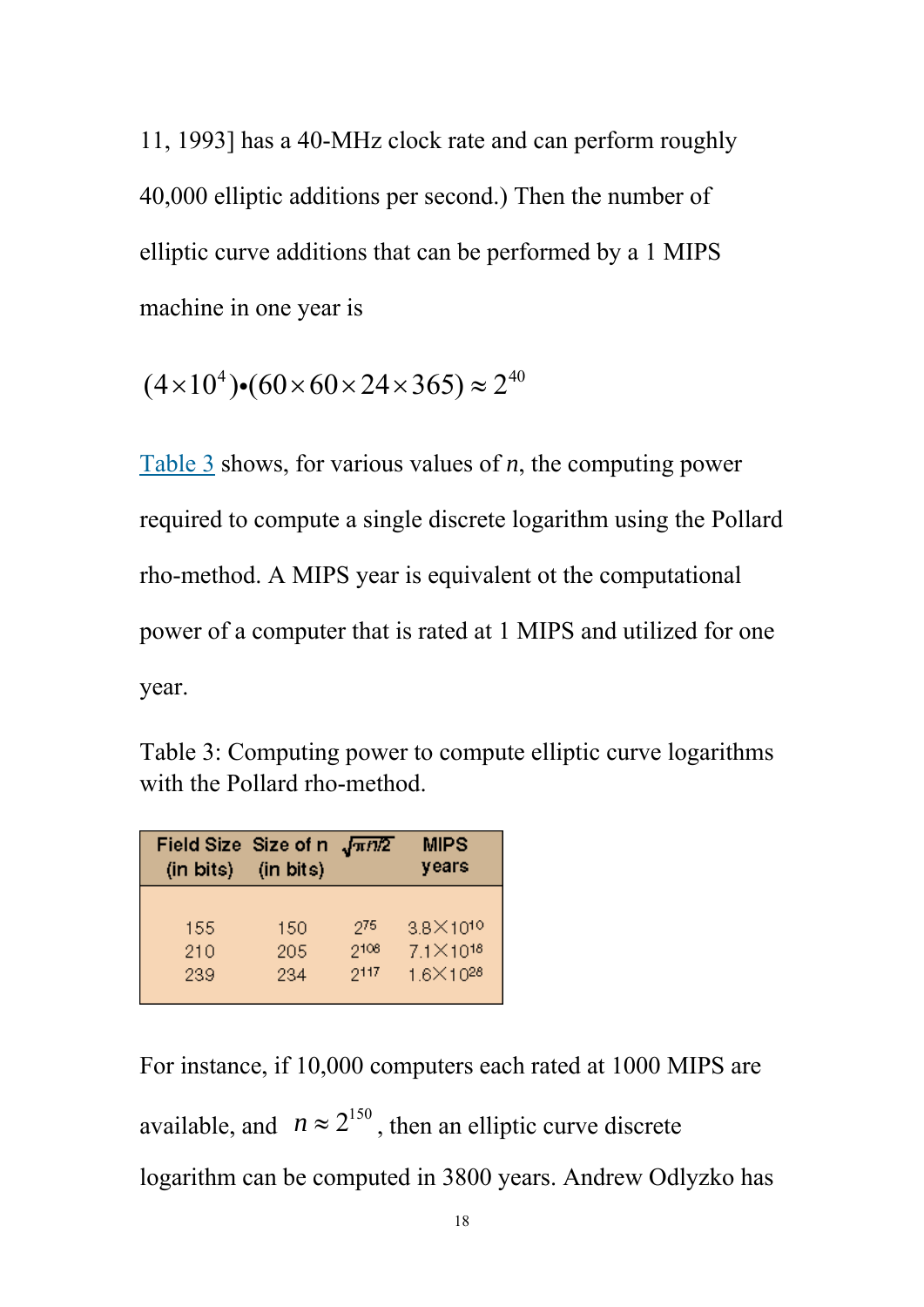11, 1993] has a 40-MHz clock rate and can perform roughly 40,000 elliptic additions per second.) Then the number of elliptic curve additions that can be performed by a 1 MIPS machine in one year is

$$(4 \times 10^4) \bullet (60 \times 60 \times 24 \times 365) \approx 2^{40}$$

Table 3 shows, for various values of *n*, the computing power required to compute a single discrete logarithm using the Pollard rho-method. A MIPS year is equivalent ot the computational power of a computer that is rated at 1 MIPS and utilized for one year.

Table 3: Computing power to compute elliptic curve logarithms with the Pollard rho-method.

| Field Size (in bits) | Size of n (in bits) | $\sqrt{\pi n/2}$ | MIPS years |
|---|---|---|---|
| 155 | 150 | $2^{75}$ | $3.8 \times 10^{10}$ |
| 210 | 205 | $2^{108}$ | $7.1 \times 10^{18}$ |
| 239 | 234 | $2^{117}$ | $1.6 \times 10^{28}$ |

For instance, if 10,000 computers each rated at 1000 MIPS are available, and $n \approx 2^{150}$, then an elliptic curve discrete logarithm can be computed in 3800 years. Andrew Odlyzko has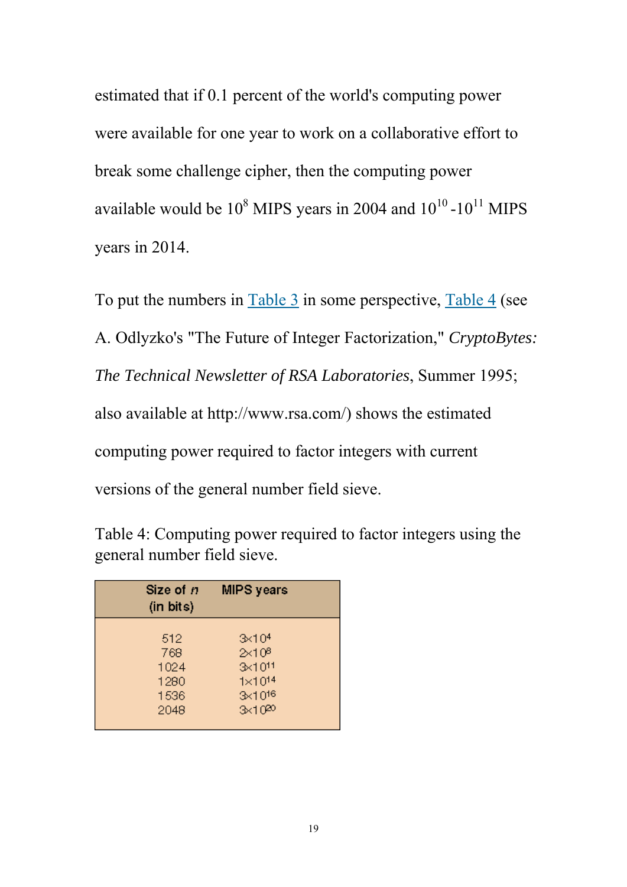estimated that if 0.1 percent of the world's computing power were available for one year to work on a collaborative effort to break some challenge cipher, then the computing power available would be $10^8$ MIPS years in 2004 and $10^{10}$-$10^{11}$ MIPS years in 2014.

To put the numbers in Table 3 in some perspective, Table 4 (see A. Odlyzko's "The Future of Integer Factorization," *CryptoBytes: The Technical Newsletter of RSA Laboratories*, Summer 1995; also available at http://www.rsa.com/) shows the estimated computing power required to factor integers with current versions of the general number field sieve.

Table 4: Computing power required to factor integers using the general number field sieve.

| Size of *n* (in bits) | MIPS years |
|---|---|
| 512 | $3\times10^4$ |
| 768 | $2\times10^8$ |
| 1024 | $3\times10^{11}$ |
| 1280 | $1\times10^{14}$ |
| 1536 | $3\times10^{16}$ |
| 2048 | $3\times10^{20}$ |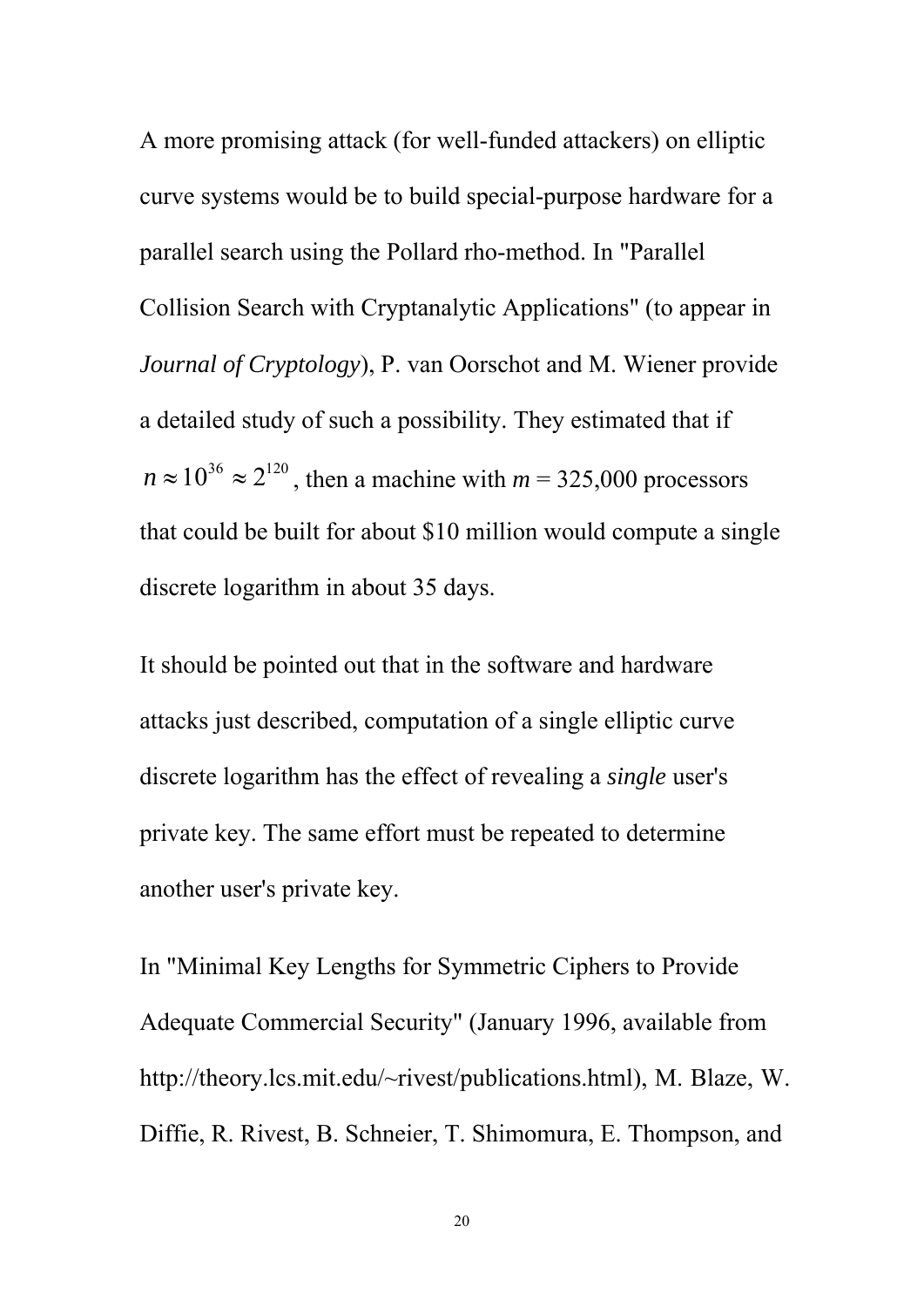A more promising attack (for well-funded attackers) on elliptic curve systems would be to build special-purpose hardware for a parallel search using the Pollard rho-method. In "Parallel Collision Search with Cryptanalytic Applications" (to appear in *Journal of Cryptology*), P. van Oorschot and M. Wiener provide a detailed study of such a possibility. They estimated that if $n \approx 10^{36} \approx 2^{120}$, then a machine with $m$ = 325,000 processors that could be built for about $10 million would compute a single discrete logarithm in about 35 days.

It should be pointed out that in the software and hardware attacks just described, computation of a single elliptic curve discrete logarithm has the effect of revealing a *single* user's private key. The same effort must be repeated to determine another user's private key.

In "Minimal Key Lengths for Symmetric Ciphers to Provide Adequate Commercial Security" (January 1996, available from http://theory.lcs.mit.edu/~rivest/publications.html), M. Blaze, W. Diffie, R. Rivest, B. Schneier, T. Shimomura, E. Thompson, and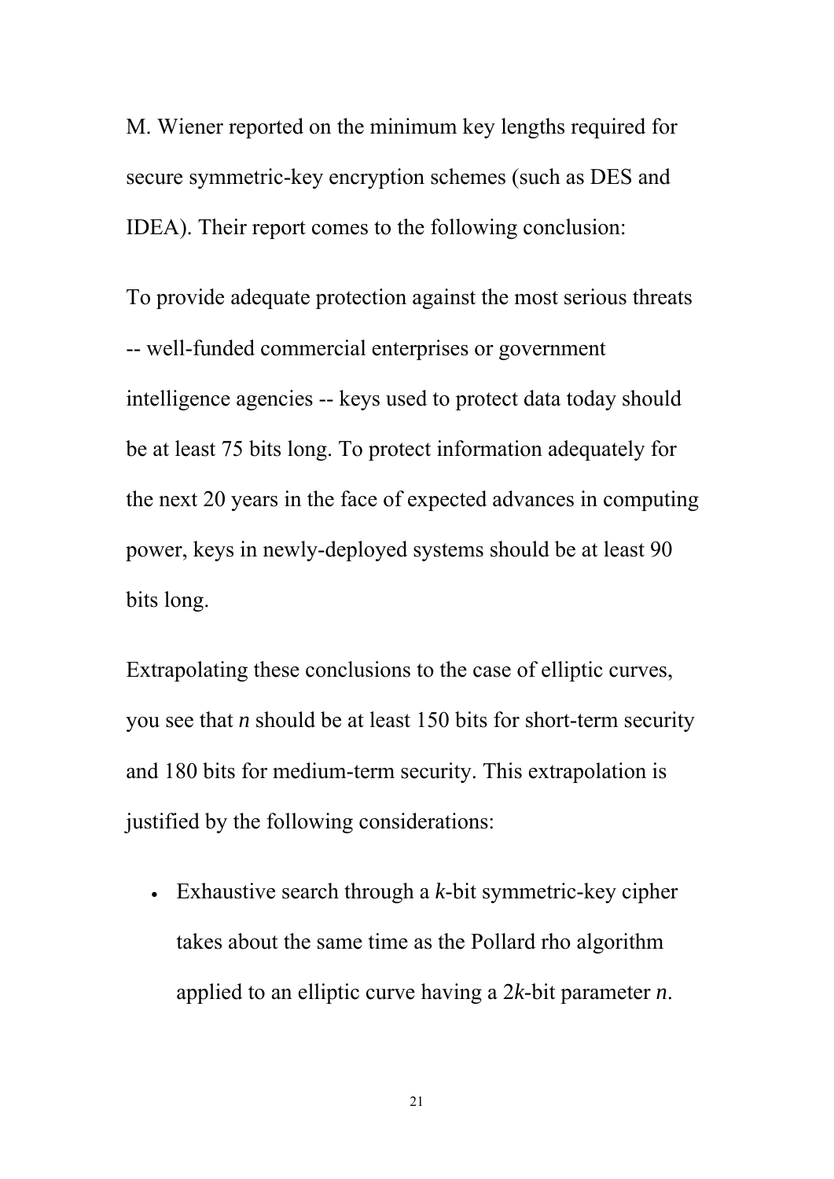M. Wiener reported on the minimum key lengths required for secure symmetric-key encryption schemes (such as DES and IDEA). Their report comes to the following conclusion:

To provide adequate protection against the most serious threats -- well-funded commercial enterprises or government intelligence agencies -- keys used to protect data today should be at least 75 bits long. To protect information adequately for the next 20 years in the face of expected advances in computing power, keys in newly-deployed systems should be at least 90 bits long.

Extrapolating these conclusions to the case of elliptic curves, you see that $n$ should be at least 150 bits for short-term security and 180 bits for medium-term security. This extrapolation is justified by the following considerations:

- Exhaustive search through a $k$-bit symmetric-key cipher takes about the same time as the Pollard rho algorithm applied to an elliptic curve having a $2k$-bit parameter $n$.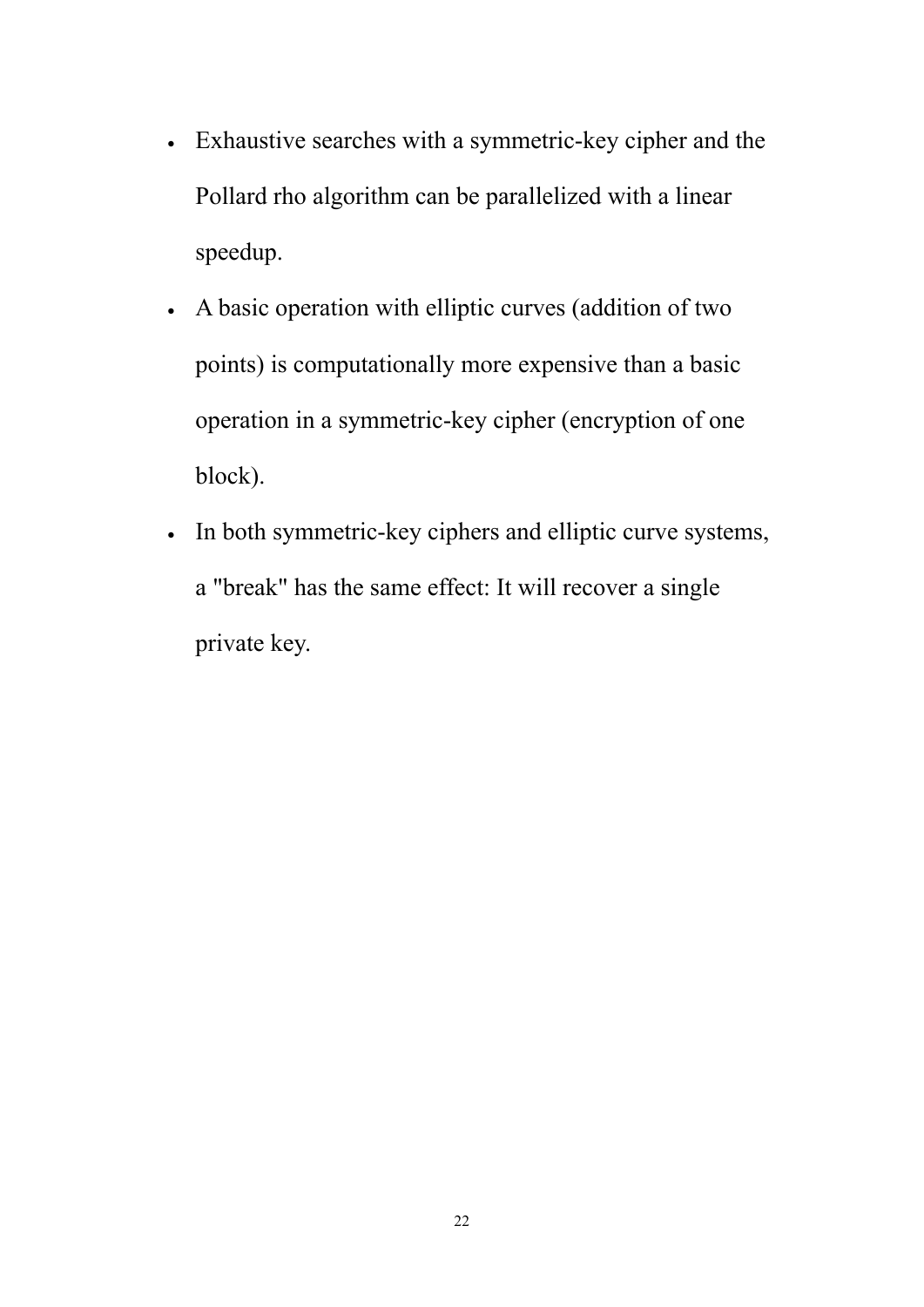- Exhaustive searches with a symmetric-key cipher and the Pollard rho algorithm can be parallelized with a linear speedup.
- A basic operation with elliptic curves (addition of two points) is computationally more expensive than a basic operation in a symmetric-key cipher (encryption of one block).
- In both symmetric-key ciphers and elliptic curve systems, a "break" has the same effect: It will recover a single private key.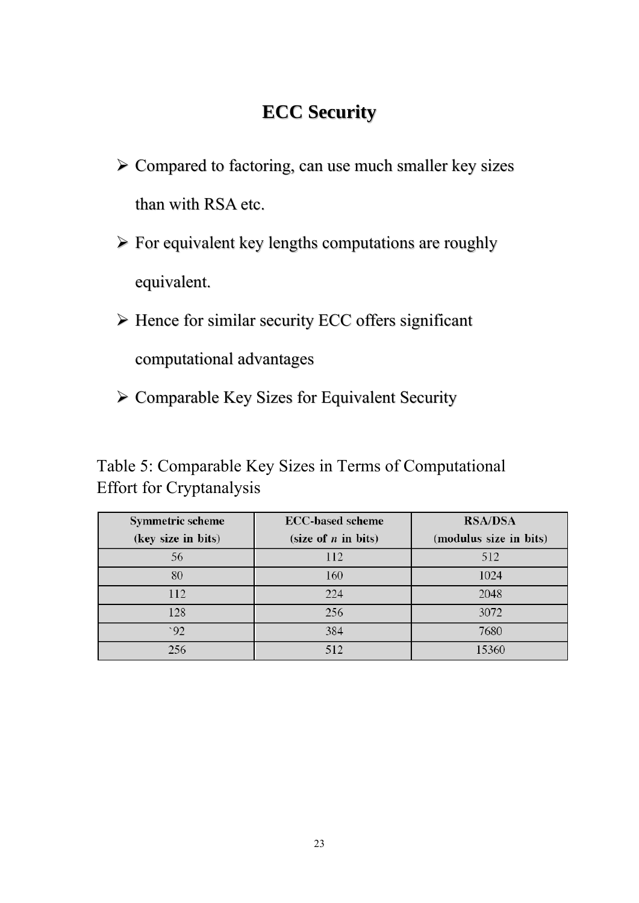# ECC Security

- Compared to factoring, can use much smaller key sizes than with RSA etc.
- For equivalent key lengths computations are roughly equivalent.
- Hence for similar security ECC offers significant computational advantages
- Comparable Key Sizes for Equivalent Security

Table 5: Comparable Key Sizes in Terms of Computational Effort for Cryptanalysis

| Symmetric scheme (key size in bits) | ECC-based scheme (size of $n$ in bits) | RSA/DSA (modulus size in bits) |
|---|---|---|
| 56 | 112 | 512 |
| 80 | 160 | 1024 |
| 112 | 224 | 2048 |
| 128 | 256 | 3072 |
| `92 | 384 | 7680 |
| 256 | 512 | 15360 |